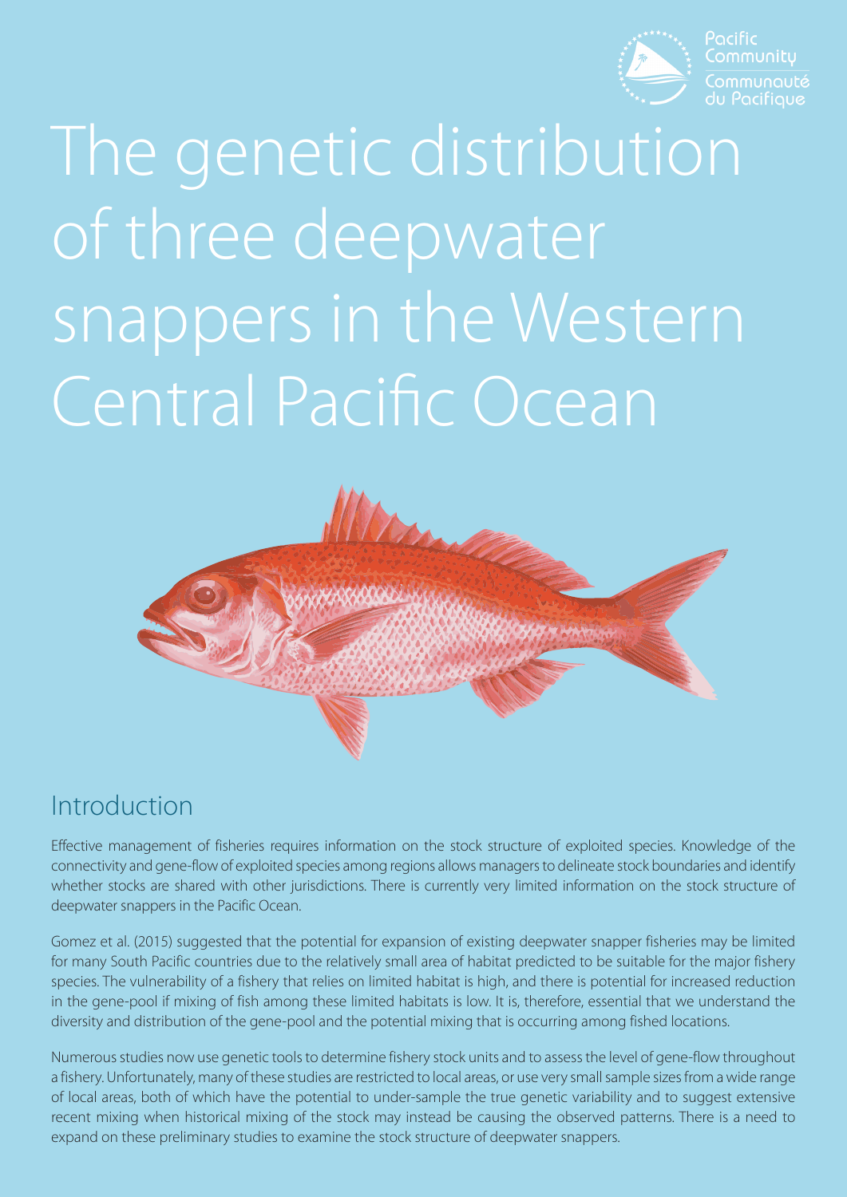# The genetic distribution of three deepwater snappers in the Western Central Pacific Ocean

## Introduction

Effective management of fisheries requires information on the stock structure of exploited species. Knowledge of the connectivity and gene-flow of exploited species among regions allows managers to delineate stock boundaries and identify whether stocks are shared with other jurisdictions. There is currently very limited information on the stock structure of deepwater snappers in the Pacific Ocean.

Gomez et al. (2015) suggested that the potential for expansion of existing deepwater snapper fisheries may be limited for many South Pacific countries due to the relatively small area of habitat predicted to be suitable for the major fishery species. The vulnerability of a fishery that relies on limited habitat is high, and there is potential for increased reduction in the gene-pool if mixing of fish among these limited habitats is low. It is, therefore, essential that we understand the diversity and distribution of the gene-pool and the potential mixing that is occurring among fished locations.

Numerous studies now use genetic tools to determine fishery stock units and to assess the level of gene-flow throughout a fishery. Unfortunately, many of these studies are restricted to local areas, or use very small sample sizes from a wide range of local areas, both of which have the potential to under-sample the true genetic variability and to suggest extensive recent mixing when historical mixing of the stock may instead be causing the observed patterns. There is a need to expand on these preliminary studies to examine the stock structure of deepwater snappers.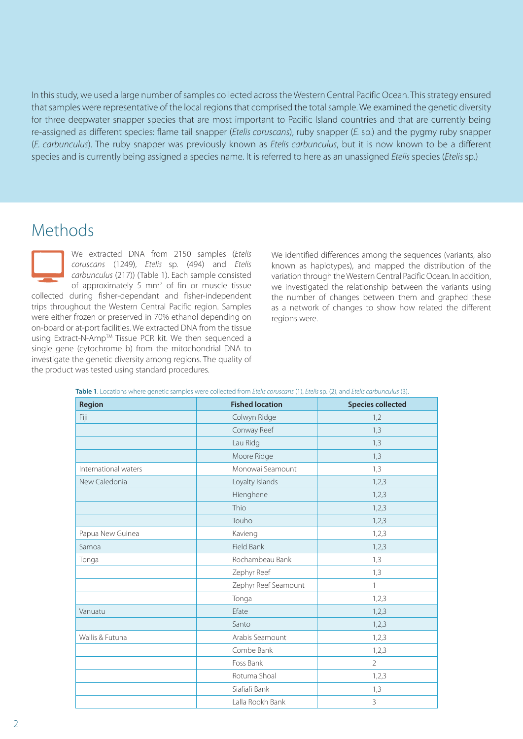In this study, we used a large number of samples collected across the Western Central Pacific Ocean. This strategy ensured that samples were representative of the local regions that comprised the total sample. We examined the genetic diversity for three deepwater snapper species that are most important to Pacific Island countries and that are currently being re-assigned as different species: flame tail snapper (*Etelis coruscans*), ruby snapper (*E.* sp.) and the pygmy ruby snapper (*E. carbunculus*). The ruby snapper was previously known as *Etelis carbunculus*, but it is now known to be a different species and is currently being assigned a species name. It is referred to here as an unassigned *Etelis* species (*Etelis* sp.)

# Methods

We extracted DNA from 2150 samples (*Etelis coruscans* (1249), *Etelis* sp. (494) and *Etelis carbunculus* (217)) (Table 1). Each sample consisted of approximately 5 mm$^2$ of fin or muscle tissue collected during fisher-dependant and fisher-independent trips throughout the Western Central Pacific region. Samples were either frozen or preserved in 70% ethanol depending on on-board or at-port facilities. We extracted DNA from the tissue using Extract-N-Amp™ Tissue PCR kit. We then sequenced a single gene (cytochrome b) from the mitochondrial DNA to investigate the genetic diversity among regions. The quality of the product was tested using standard procedures.

We identified differences among the sequences (variants, also known as haplotypes), and mapped the distribution of the variation through the Western Central Pacific Ocean. In addition, we investigated the relationship between the variants using the number of changes between them and graphed these as a network of changes to show how related the different regions were.

**Table 1**. Locations where genetic samples were collected from *Etelis coruscans* (1), *Etelis* sp. (2), and *Etelis carbunculus* (3).

| Region | Fished location | Species collected |
|---|---|---|
| Fiji | Colwyn Ridge | 1,2 |
| | Conway Reef | 1,3 |
| | Lau Ridg | 1,3 |
| | Moore Ridge | 1,3 |
| International waters | Monowai Seamount | 1,3 |
| New Caledonia | Loyalty Islands | 1,2,3 |
| | Hienghene | 1,2,3 |
| | Thio | 1,2,3 |
| | Touho | 1,2,3 |
| Papua New Guinea | Kavieng | 1,2,3 |
| Samoa | Field Bank | 1,2,3 |
| Tonga | Rochambeau Bank | 1,3 |
| | Zephyr Reef | 1,3 |
| | Zephyr Reef Seamount | 1 |
| | Tonga | 1,2,3 |
| Vanuatu | Efate | 1,2,3 |
| | Santo | 1,2,3 |
| Wallis & Futuna | Arabis Seamount | 1,2,3 |
| | Combe Bank | 1,2,3 |
| | Foss Bank | 2 |
| | Rotuma Shoal | 1,2,3 |
| | Siafiafi Bank | 1,3 |
| | Lalla Rookh Bank | 3 |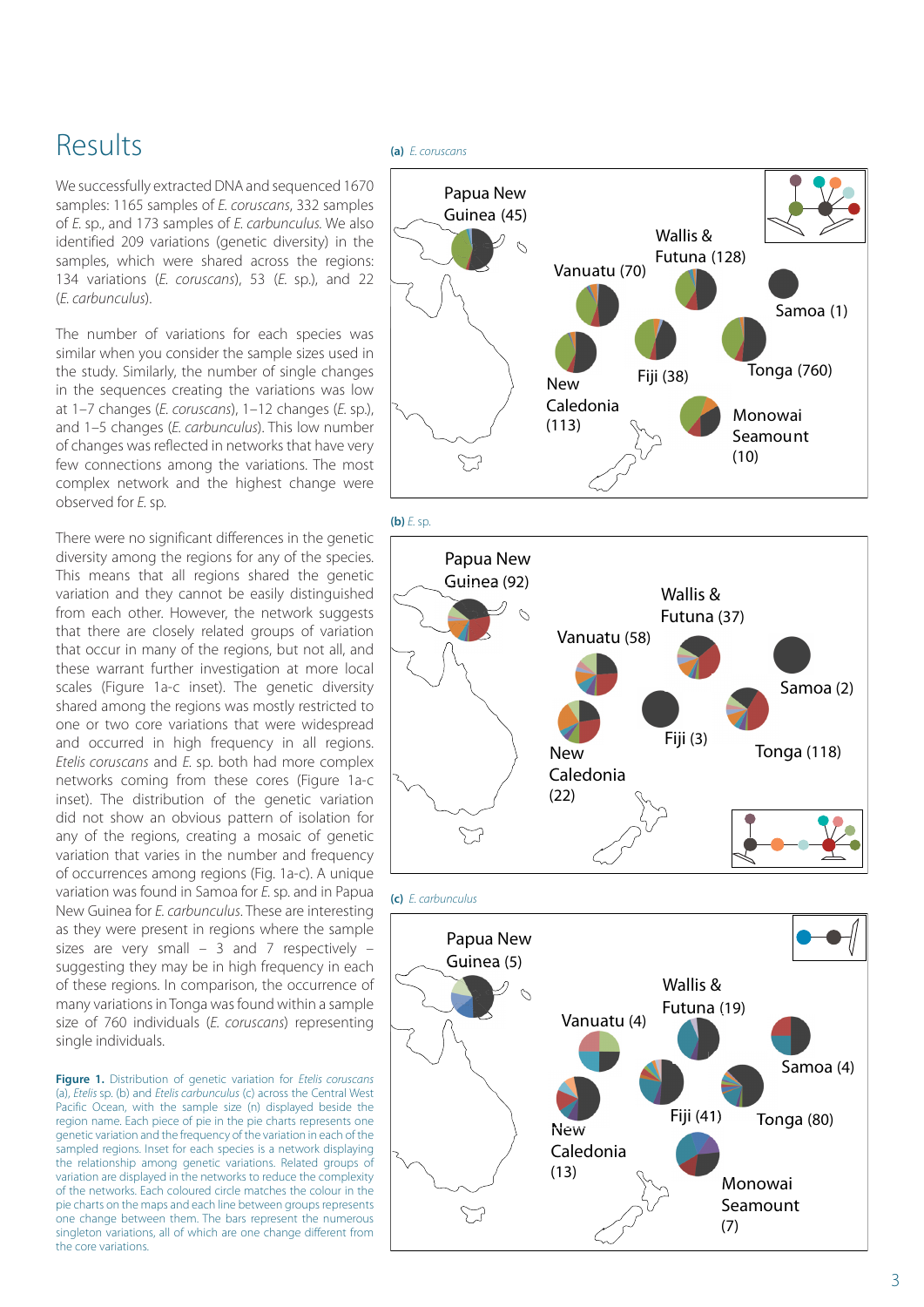# Results

We successfully extracted DNA and sequenced 1670 samples: 1165 samples of *E. coruscans*, 332 samples of *E.* sp., and 173 samples of *E. carbunculus*. We also identified 209 variations (genetic diversity) in the samples, which were shared across the regions: 134 variations (*E. coruscans*), 53 (*E.* sp.), and 22 (*E. carbunculus*).

The number of variations for each species was similar when you consider the sample sizes used in the study. Similarly, the number of single changes in the sequences creating the variations was low at 1–7 changes (*E. coruscans*), 1–12 changes (*E.* sp.), and 1–5 changes (*E. carbunculus*). This low number of changes was reflected in networks that have very few connections among the variations. The most complex network and the highest change were observed for *E.* sp.

There were no significant differences in the genetic diversity among the regions for any of the species. This means that all regions shared the genetic variation and they cannot be easily distinguished from each other. However, the network suggests that there are closely related groups of variation that occur in many of the regions, but not all, and these warrant further investigation at more local scales (Figure 1a-c inset). The genetic diversity shared among the regions was mostly restricted to one or two core variations that were widespread and occurred in high frequency in all regions. *Etelis coruscans* and *E.* sp. both had more complex networks coming from these cores (Figure 1a-c inset). The distribution of the genetic variation did not show an obvious pattern of isolation for any of the regions, creating a mosaic of genetic variation that varies in the number and frequency of occurrences among regions (Fig. 1a-c). A unique variation was found in Samoa for *E.* sp. and in Papua New Guinea for *E. carbunculus*. These are interesting as they were present in regions where the sample sizes are very small – 3 and 7 respectively – suggesting they may be in high frequency in each of these regions. In comparison, the occurrence of many variations in Tonga was found within a sample size of 760 individuals (*E. coruscans*) representing single individuals.

**(a)** *E. coruscans*

**(b)** *E.* sp.

**(c)** *E. carbunculus*

**Figure 1.** Distribution of genetic variation for *Etelis coruscans* (a), *Etelis* sp. (b) and *Etelis carbunculus* (c) across the Central West Pacific Ocean, with the sample size (n) displayed beside the region name. Each piece of pie in the pie charts represents one genetic variation and the frequency of the variation in each of the sampled regions. Inset for each species is a network displaying the relationship among genetic variations. Related groups of variation are displayed in the networks to reduce the complexity of the networks. Each coloured circle matches the colour in the pie charts on the maps and each line between groups represents one change between them. The bars represent the numerous singleton variations, all of which are one change different from the core variations.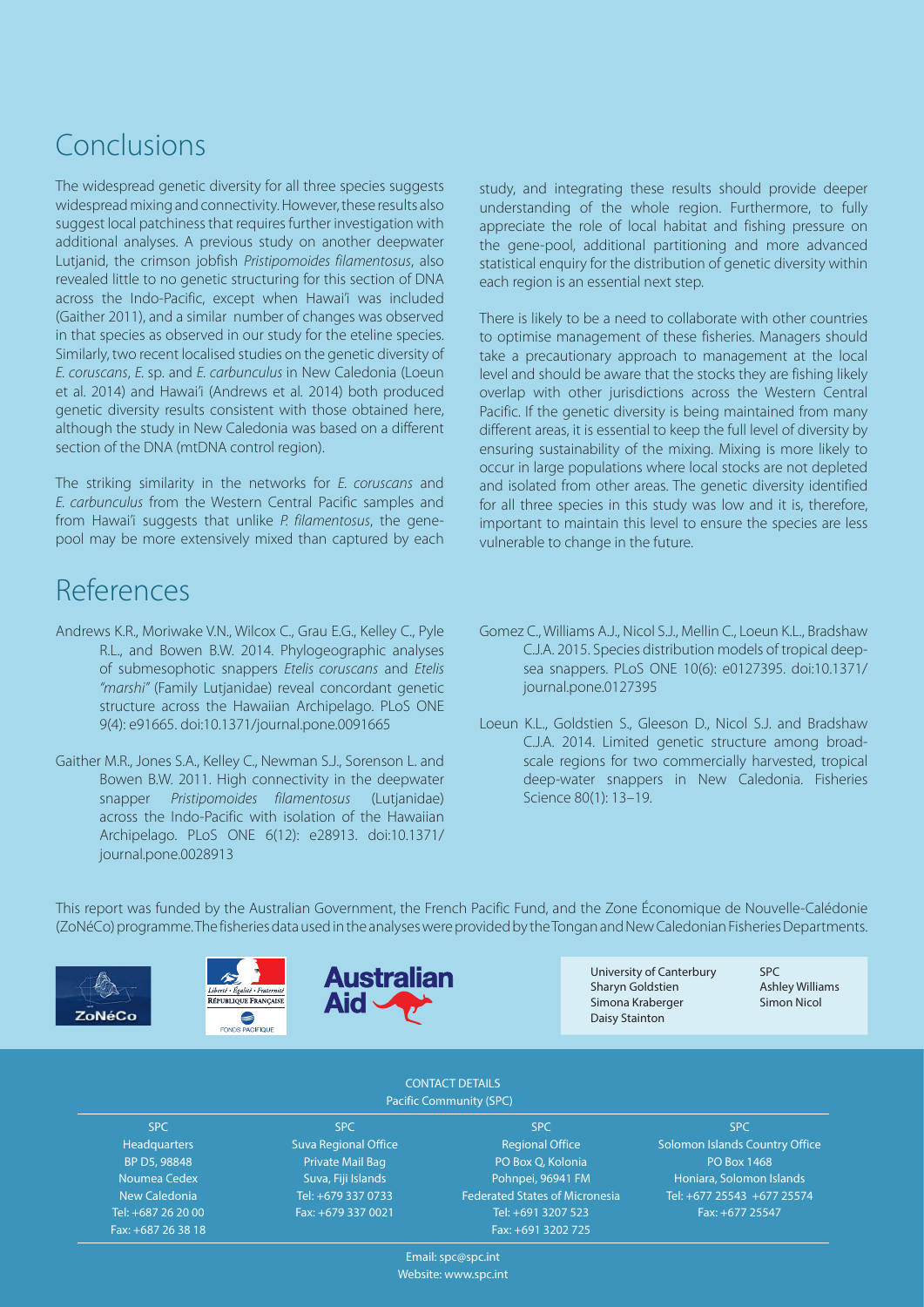## Conclusions

The widespread genetic diversity for all three species suggests widespread mixing and connectivity. However, these results also suggest local patchiness that requires further investigation with additional analyses. A previous study on another deepwater Lutjanid, the crimson jobfish *Pristipomoides filamentosus*, also revealed little to no genetic structuring for this section of DNA across the Indo-Pacific, except when Hawai'i was included (Gaither 2011), and a similar number of changes was observed in that species as observed in our study for the eteline species. Similarly, two recent localised studies on the genetic diversity of *E. coruscans*, *E.* sp. and *E. carbunculus* in New Caledonia (Loeun et al. 2014) and Hawai'i (Andrews et al. 2014) both produced genetic diversity results consistent with those obtained here, although the study in New Caledonia was based on a different section of the DNA (mtDNA control region).

The striking similarity in the networks for *E. coruscans* and *E. carbunculus* from the Western Central Pacific samples and from Hawai'i suggests that unlike *P. filamentosus*, the gene-pool may be more extensively mixed than captured by each study, and integrating these results should provide deeper understanding of the whole region. Furthermore, to fully appreciate the role of local habitat and fishing pressure on the gene-pool, additional partitioning and more advanced statistical enquiry for the distribution of genetic diversity within each region is an essential next step.

There is likely to be a need to collaborate with other countries to optimise management of these fisheries. Managers should take a precautionary approach to management at the local level and should be aware that the stocks they are fishing likely overlap with other jurisdictions across the Western Central Pacific. If the genetic diversity is being maintained from many different areas, it is essential to keep the full level of diversity by ensuring sustainability of the mixing. Mixing is more likely to occur in large populations where local stocks are not depleted and isolated from other areas. The genetic diversity identified for all three species in this study was low and it is, therefore, important to maintain this level to ensure the species are less vulnerable to change in the future.

## References

Andrews K.R., Moriwake V.N., Wilcox C., Grau E.G., Kelley C., Pyle R.L., and Bowen B.W. 2014. Phylogeographic analyses of submesophotic snappers *Etelis coruscans* and *Etelis "marshi"* (Family Lutjanidae) reveal concordant genetic structure across the Hawaiian Archipelago. PLoS ONE 9(4): e91665. doi:10.1371/journal.pone.0091665

Gaither M.R., Jones S.A., Kelley C., Newman S.J., Sorenson L. and Bowen B.W. 2011. High connectivity in the deepwater snapper *Pristipomoides filamentosus* (Lutjanidae) across the Indo-Pacific with isolation of the Hawaiian Archipelago. PLoS ONE 6(12): e28913. doi:10.1371/journal.pone.0028913

Gomez C., Williams A.J., Nicol S.J., Mellin C., Loeun K.L., Bradshaw C.J.A. 2015. Species distribution models of tropical deep-sea snappers. PLoS ONE 10(6): e0127395. doi:10.1371/journal.pone.0127395

Loeun K.L., Goldstien S., Gleeson D., Nicol S.J. and Bradshaw C.J.A. 2014. Limited genetic structure among broad-scale regions for two commercially harvested, tropical deep-water snappers in New Caledonia. Fisheries Science 80(1): 13–19.

This report was funded by the Australian Government, the French Pacific Fund, and the Zone Économique de Nouvelle-Calédonie (ZoNéCo) programme. The fisheries data used in the analyses were provided by the Tongan and New Caledonian Fisheries Departments.

ZoNéCo

Liberté • Égalité • Fraternité
RÉPUBLIQUE FRANÇAISE
FONDS PACIFIQUE

Australian Aid

University of Canterbury
Sharyn Goldstien
Simona Kraberger
Daisy Stainton

SPC
Ashley Williams
Simon Nicol

CONTACT DETAILS
Pacific Community (SPC)

SPC
Headquarters
BP D5, 98848
Noumea Cedex
New Caledonia
Tel: +687 26 20 00
Fax: +687 26 38 18

SPC
Suva Regional Office
Private Mail Bag
Suva, Fiji Islands
Tel: +679 337 0733
Fax: +679 337 0021

SPC
Regional Office
PO Box Q, Kolonia
Pohnpei, 96941 FM
Federated States of Micronesia
Tel: +691 3207 523
Fax: +691 3202 725

SPC
Solomon Islands Country Office
PO Box 1468
Honiara, Solomon Islands
Tel: +677 25543 +677 25574
Fax: +677 25547

Email: spc@spc.int
Website: www.spc.int